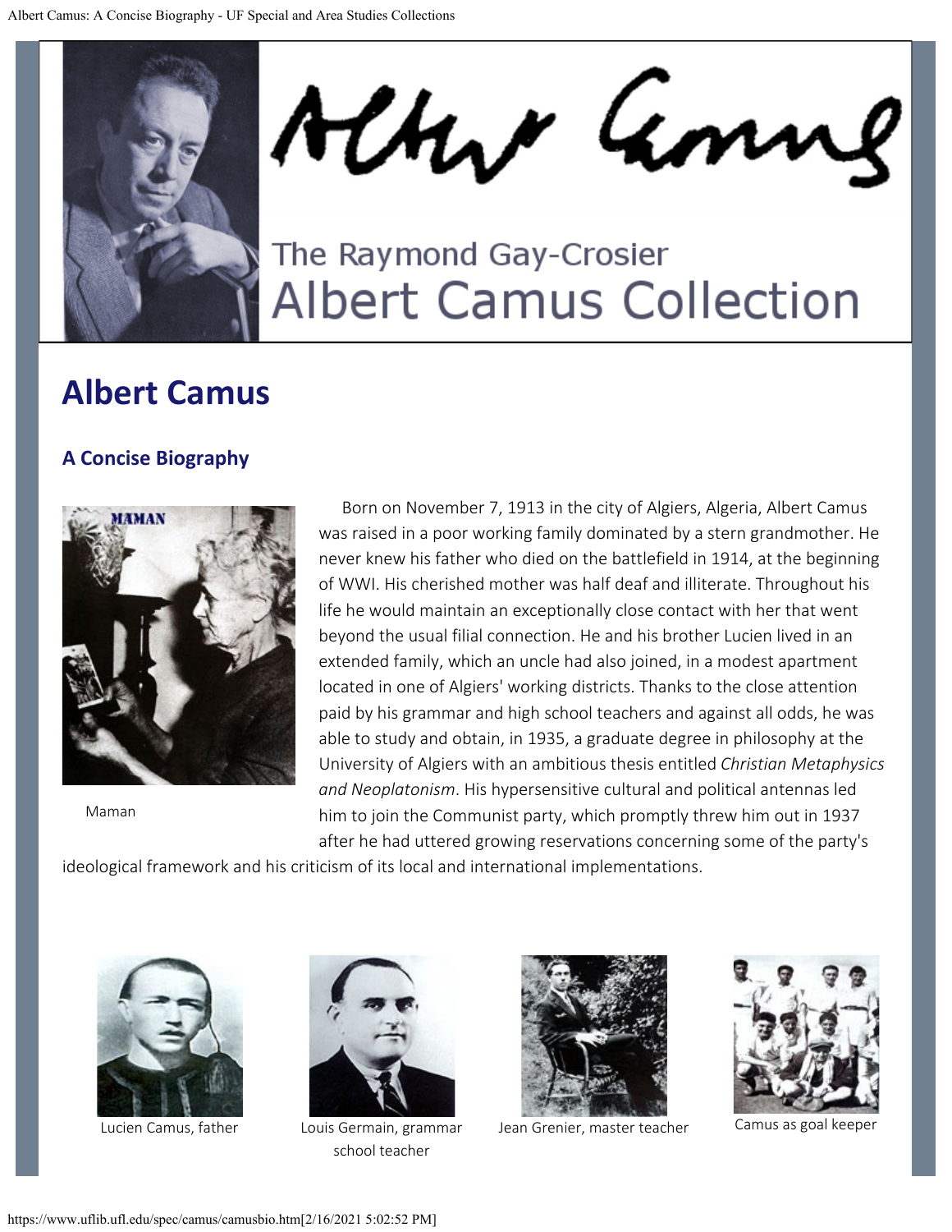# Albert Camus

## A Concise Biography

Maman

Born on November 7, 1913 in the city of Algiers, Algeria, Albert Camus was raised in a poor working family dominated by a stern grandmother. He never knew his father who died on the battlefield in 1914, at the beginning of WWI. His cherished mother was half deaf and illiterate. Throughout his life he would maintain an exceptionally close contact with her that went beyond the usual filial connection. He and his brother Lucien lived in an extended family, which an uncle had also joined, in a modest apartment located in one of Algiers' working districts. Thanks to the close attention paid by his grammar and high school teachers and against all odds, he was able to study and obtain, in 1935, a graduate degree in philosophy at the University of Algiers with an ambitious thesis entitled *Christian Metaphysics and Neoplatonism*. His hypersensitive cultural and political antennas led him to join the Communist party, which promptly threw him out in 1937 after he had uttered growing reservations concerning some of the party's ideological framework and his criticism of its local and international implementations.

Lucien Camus, father

Louis Germain, grammar school teacher

Jean Grenier, master teacher

Camus as goal keeper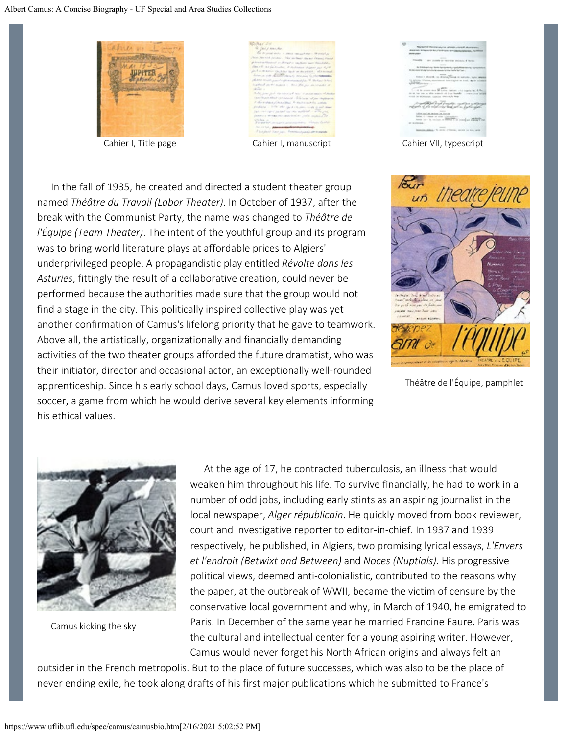Cahier I, Title page

Cahier I, manuscript

Cahier VII, typescript

In the fall of 1935, he created and directed a student theater group named *Théâtre du Travail (Labor Theater)*. In October of 1937, after the break with the Communist Party, the name was changed to *Théâtre de l'Équipe (Team Theater)*. The intent of the youthful group and its program was to bring world literature plays at affordable prices to Algiers' underprivileged people. A propagandistic play entitled *Révolte dans les Asturies*, fittingly the result of a collaborative creation, could never be performed because the authorities made sure that the group would not find a stage in the city. This politically inspired collective play was yet another confirmation of Camus's lifelong priority that he gave to teamwork. Above all, the artistically, organizationally and financially demanding activities of the two theater groups afforded the future dramatist, who was their initiator, director and occasional actor, an exceptionally well-rounded apprenticeship. Since his early school days, Camus loved sports, especially soccer, a game from which he would derive several key elements informing his ethical values.

Théâtre de l'Équipe, pamphlet

Camus kicking the sky

At the age of 17, he contracted tuberculosis, an illness that would weaken him throughout his life. To survive financially, he had to work in a number of odd jobs, including early stints as an aspiring journalist in the local newspaper, *Alger républicain*. He quickly moved from book reviewer, court and investigative reporter to editor-in-chief. In 1937 and 1939 respectively, he published, in Algiers, two promising lyrical essays, *L'Envers et l'endroit (Betwixt and Between)* and *Noces (Nuptials)*. His progressive political views, deemed anti-colonialistic, contributed to the reasons why the paper, at the outbreak of WWII, became the victim of censure by the conservative local government and why, in March of 1940, he emigrated to Paris. In December of the same year he married Francine Faure. Paris was the cultural and intellectual center for a young aspiring writer. However, Camus would never forget his North African origins and always felt an outsider in the French metropolis. But to the place of future successes, which was also to be the place of never ending exile, he took along drafts of his first major publications which he submitted to France's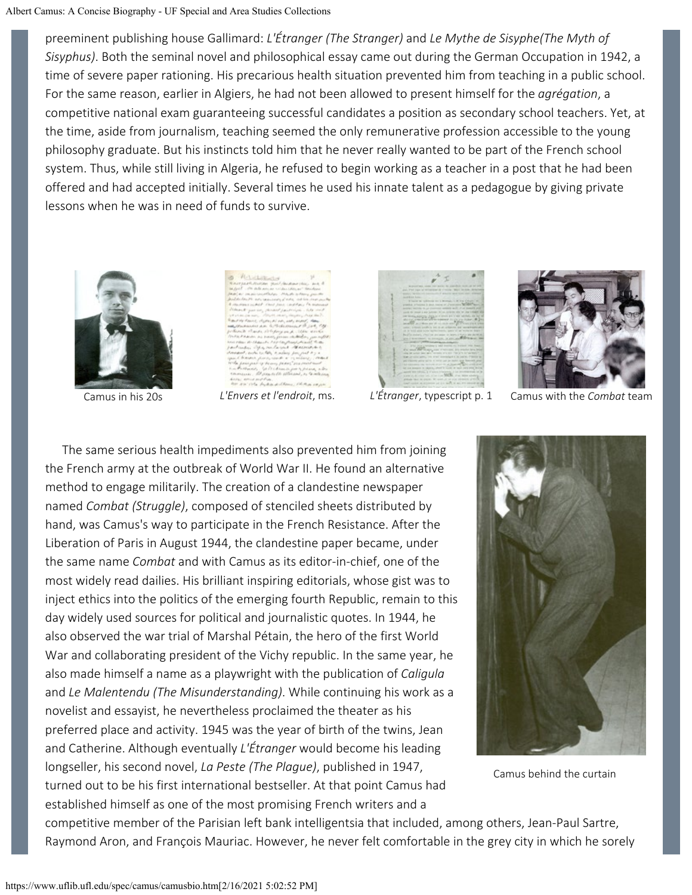preeminent publishing house Gallimard: *L'Étranger (The Stranger)* and *Le Mythe de Sisyphe(The Myth of Sisyphus)*. Both the seminal novel and philosophical essay came out during the German Occupation in 1942, a time of severe paper rationing. His precarious health situation prevented him from teaching in a public school. For the same reason, earlier in Algiers, he had not been allowed to present himself for the *agrégation*, a competitive national exam guaranteeing successful candidates a position as secondary school teachers. Yet, at the time, aside from journalism, teaching seemed the only remunerative profession accessible to the young philosophy graduate. But his instincts told him that he never really wanted to be part of the French school system. Thus, while still living in Algeria, he refused to begin working as a teacher in a post that he had been offered and had accepted initially. Several times he used his innate talent as a pedagogue by giving private lessons when he was in need of funds to survive.

Camus in his 20s

*L'Envers et l'endroit*, ms.

*L'Étranger*, typescript p. 1

Camus with the *Combat* team

The same serious health impediments also prevented him from joining the French army at the outbreak of World War II. He found an alternative method to engage militarily. The creation of a clandestine newspaper named *Combat (Struggle)*, composed of stenciled sheets distributed by hand, was Camus's way to participate in the French Resistance. After the Liberation of Paris in August 1944, the clandestine paper became, under the same name *Combat* and with Camus as its editor-in-chief, one of the most widely read dailies. His brilliant inspiring editorials, whose gist was to inject ethics into the politics of the emerging fourth Republic, remain to this day widely used sources for political and journalistic quotes. In 1944, he also observed the war trial of Marshal Pétain, the hero of the first World War and collaborating president of the Vichy republic. In the same year, he also made himself a name as a playwright with the publication of *Caligula* and *Le Malentendu (The Misunderstanding)*. While continuing his work as a novelist and essayist, he nevertheless proclaimed the theater as his preferred place and activity. 1945 was the year of birth of the twins, Jean and Catherine. Although eventually *L'Étranger* would become his leading longseller, his second novel, *La Peste (The Plague)*, published in 1947, turned out to be his first international bestseller. At that point Camus had established himself as one of the most promising French writers and a competitive member of the Parisian left bank intelligentsia that included, among others, Jean-Paul Sartre, Raymond Aron, and François Mauriac. However, he never felt comfortable in the grey city in which he sorely

Camus behind the curtain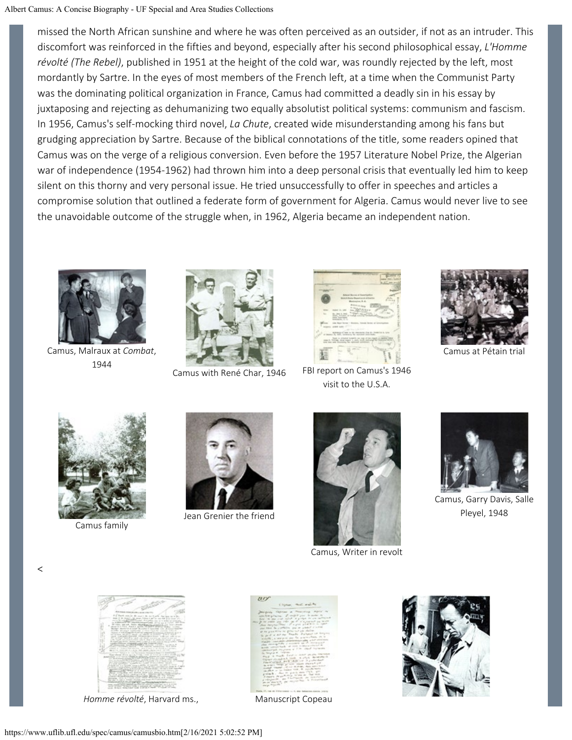missed the North African sunshine and where he was often perceived as an outsider, if not as an intruder. This discomfort was reinforced in the fifties and beyond, especially after his second philosophical essay, *L'Homme révolté (The Rebel)*, published in 1951 at the height of the cold war, was roundly rejected by the left, most mordantly by Sartre. In the eyes of most members of the French left, at a time when the Communist Party was the dominating political organization in France, Camus had committed a deadly sin in his essay by juxtaposing and rejecting as dehumanizing two equally absolutist political systems: communism and fascism. In 1956, Camus's self-mocking third novel, *La Chute*, created wide misunderstanding among his fans but grudging appreciation by Sartre. Because of the biblical connotations of the title, some readers opined that Camus was on the verge of a religious conversion. Even before the 1957 Literature Nobel Prize, the Algerian war of independence (1954-1962) had thrown him into a deep personal crisis that eventually led him to keep silent on this thorny and very personal issue. He tried unsuccessfully to offer in speeches and articles a compromise solution that outlined a federate form of government for Algeria. Camus would never live to see the unavoidable outcome of the struggle when, in 1962, Algeria became an independent nation.

Camus, Malraux at *Combat*, 1944

Camus with René Char, 1946

FBI report on Camus's 1946 visit to the U.S.A.

Camus at Pétain trial

Camus family

Jean Grenier the friend

Camus, Writer in revolt

Camus, Garry Davis, Salle Pleyel, 1948

<

*Homme révolté*, Harvard ms.,

Manuscript Copeau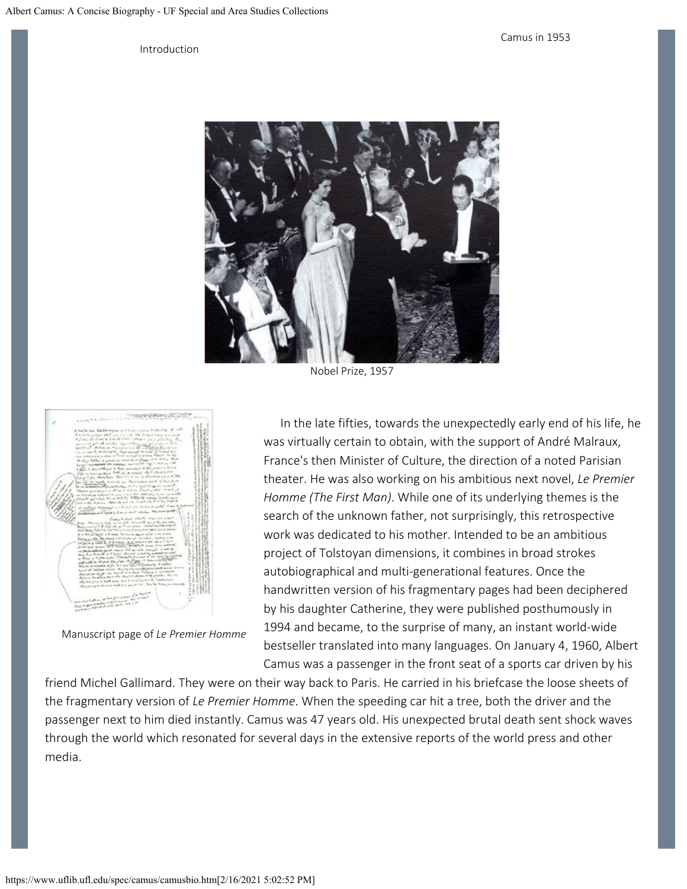Introduction

Camus in 1953

Nobel Prize, 1957

Manuscript page of *Le Premier Homme*

In the late fifties, towards the unexpectedly early end of his life, he was virtually certain to obtain, with the support of André Malraux, France's then Minister of Culture, the direction of a noted Parisian theater. He was also working on his ambitious next novel, *Le Premier Homme (The First Man)*. While one of its underlying themes is the search of the unknown father, not surprisingly, this retrospective work was dedicated to his mother. Intended to be an ambitious project of Tolstoyan dimensions, it combines in broad strokes autobiographical and multi-generational features. Once the handwritten version of his fragmentary pages had been deciphered by his daughter Catherine, they were published posthumously in 1994 and became, to the surprise of many, an instant world-wide bestseller translated into many languages. On January 4, 1960, Albert Camus was a passenger in the front seat of a sports car driven by his friend Michel Gallimard. They were on their way back to Paris. He carried in his briefcase the loose sheets of the fragmentary version of *Le Premier Homme*. When the speeding car hit a tree, both the driver and the passenger next to him died instantly. Camus was 47 years old. His unexpected brutal death sent shock waves through the world which resonated for several days in the extensive reports of the world press and other media.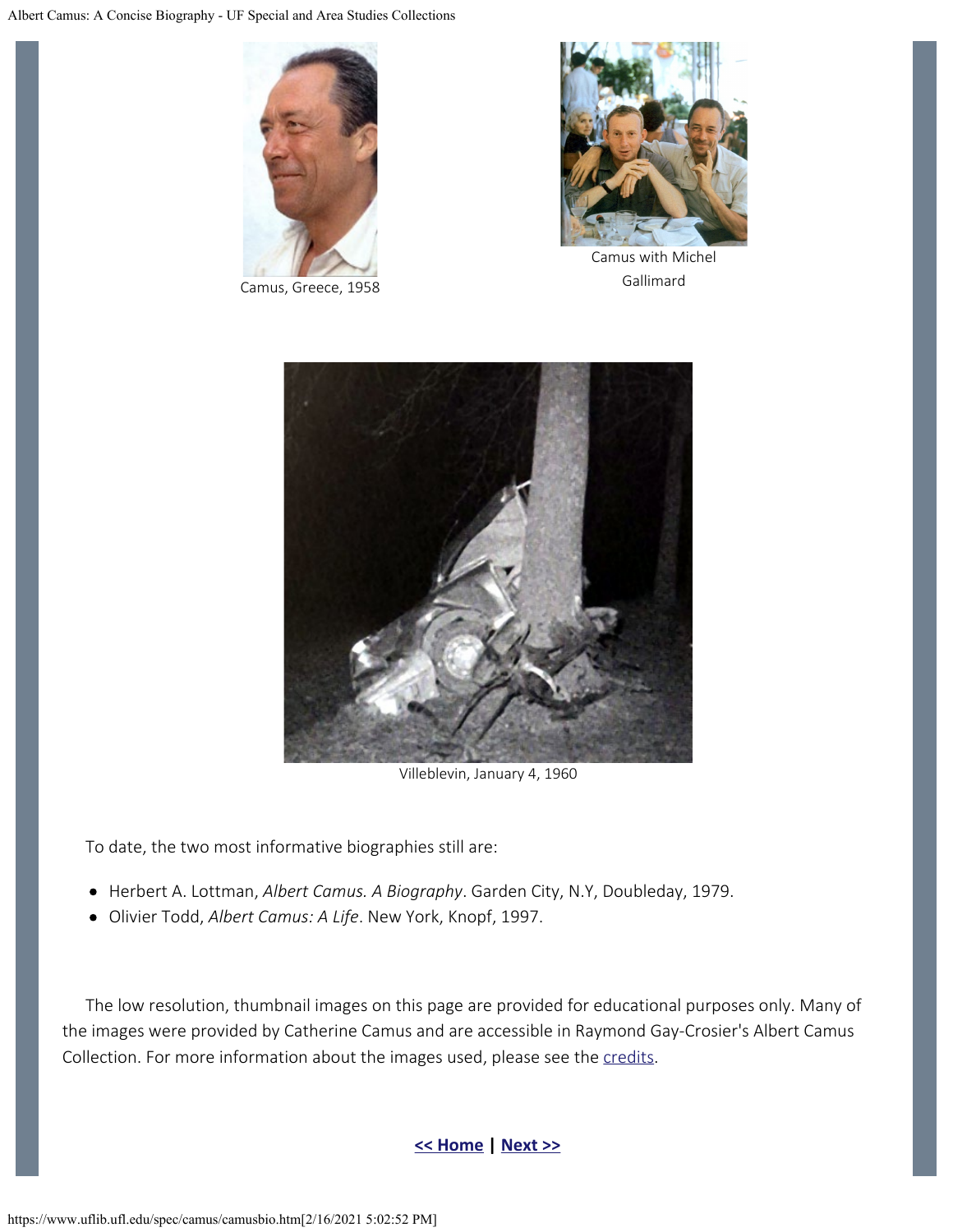Camus, Greece, 1958

Camus with Michel Gallimard

Villeblevin, January 4, 1960

To date, the two most informative biographies still are:

- Herbert A. Lottman, *Albert Camus. A Biography*. Garden City, N.Y, Doubleday, 1979.
- Olivier Todd, *Albert Camus: A Life*. New York, Knopf, 1997.

The low resolution, thumbnail images on this page are provided for educational purposes only. Many of the images were provided by Catherine Camus and are accessible in Raymond Gay-Crosier's Albert Camus Collection. For more information about the images used, please see the credits.

**<< Home** | **Next >>**